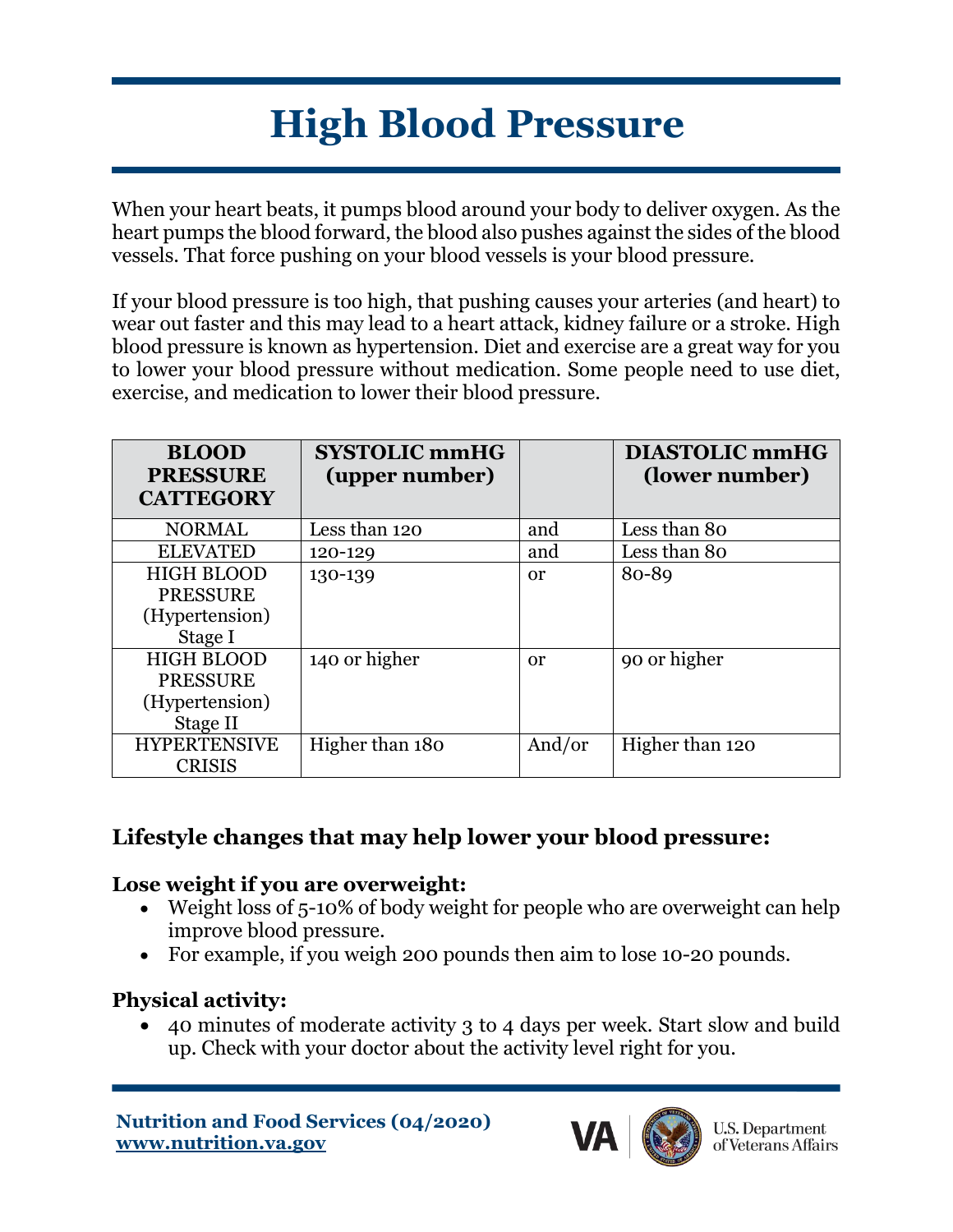# High Blood Pressure

When your heart beats, it pumps blood around your body to deliver oxygen. As the heart pumps the blood forward, the blood also pushes against the sides of the blood vessels. That force pushing on your blood vessels is your blood pressure.

If your blood pressure is too high, that pushing causes your arteries (and heart) to wear out faster and this may lead to a heart attack, kidney failure or a stroke. High blood pressure is known as hypertension. Diet and exercise are a great way for you to lower your blood pressure without medication. Some people need to use diet, exercise, and medication to lower their blood pressure.

| BLOOD PRESSURE CATTEGORY | SYSTOLIC mmHG (upper number) | | DIASTOLIC mmHG (lower number) |
|---|---|---|---|
| NORMAL | Less than 120 | and | Less than 80 |
| ELEVATED | 120-129 | and | Less than 80 |
| HIGH BLOOD PRESSURE (Hypertension) Stage I | 130-139 | or | 80-89 |
| HIGH BLOOD PRESSURE (Hypertension) Stage II | 140 or higher | or | 90 or higher |
| HYPERTENSIVE CRISIS | Higher than 180 | And/or | Higher than 120 |

## Lifestyle changes that may help lower your blood pressure:

**Lose weight if you are overweight:**

- Weight loss of 5-10% of body weight for people who are overweight can help improve blood pressure.
- For example, if you weigh 200 pounds then aim to lose 10-20 pounds.

**Physical activity:**

- 40 minutes of moderate activity 3 to 4 days per week. Start slow and build up. Check with your doctor about the activity level right for you.

**Nutrition and Food Services (04/2020)**
**www.nutrition.va.gov**

U.S. Department of Veterans Affairs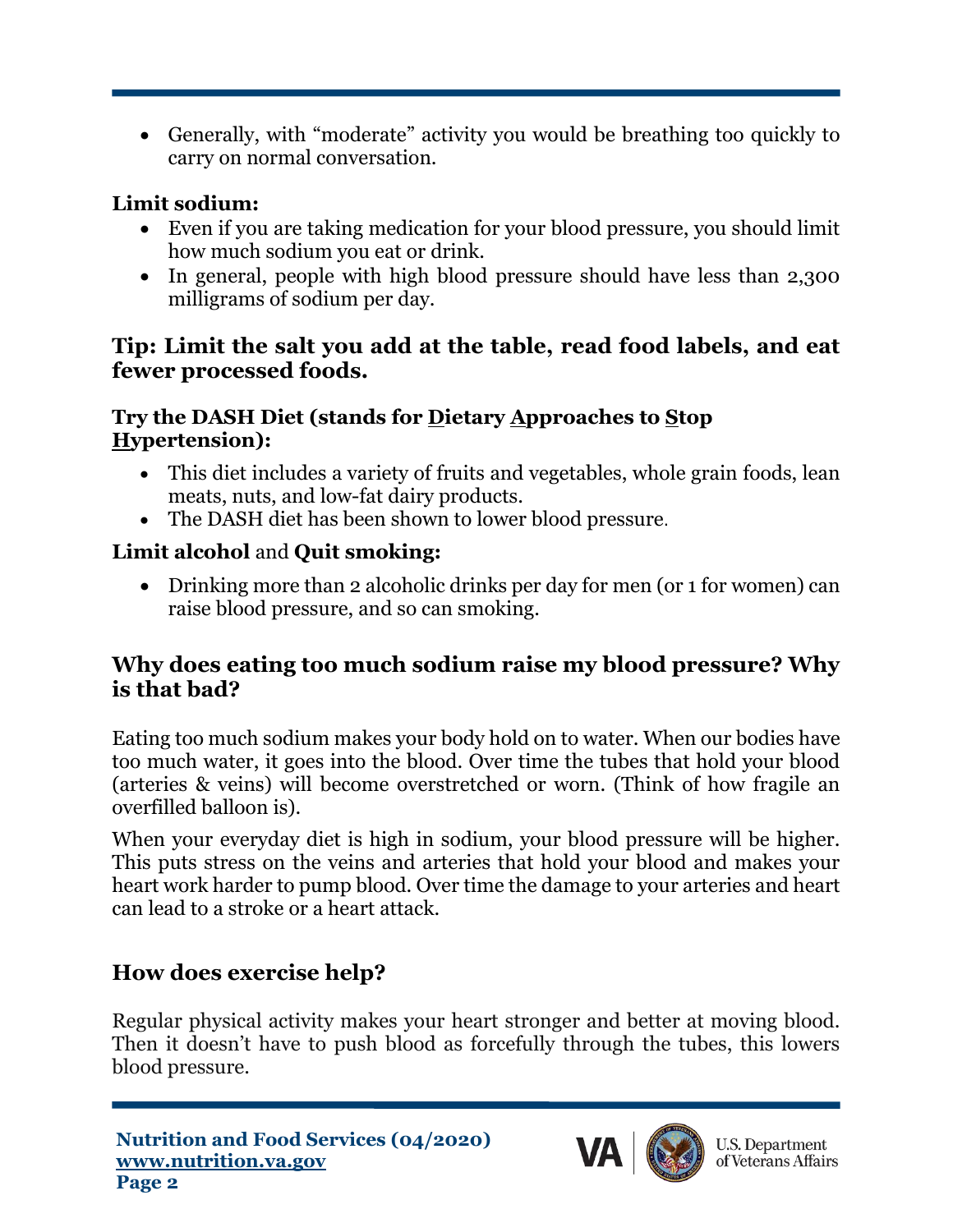- Generally, with "moderate" activity you would be breathing too quickly to carry on normal conversation.

**Limit sodium:**

- Even if you are taking medication for your blood pressure, you should limit how much sodium you eat or drink.
- In general, people with high blood pressure should have less than 2,300 milligrams of sodium per day.

### Tip: Limit the salt you add at the table, read food labels, and eat fewer processed foods.

**Try the DASH Diet (stands for <u>D</u>ietary <u>A</u>pproaches to <u>S</u>top <u>H</u>ypertension):**

- This diet includes a variety of fruits and vegetables, whole grain foods, lean meats, nuts, and low-fat dairy products.
- The DASH diet has been shown to lower blood pressure.

**Limit alcohol** and **Quit smoking:**

- Drinking more than 2 alcoholic drinks per day for men (or 1 for women) can raise blood pressure, and so can smoking.

## Why does eating too much sodium raise my blood pressure? Why is that bad?

Eating too much sodium makes your body hold on to water. When our bodies have too much water, it goes into the blood. Over time the tubes that hold your blood (arteries & veins) will become overstretched or worn. (Think of how fragile an overfilled balloon is).

When your everyday diet is high in sodium, your blood pressure will be higher. This puts stress on the veins and arteries that hold your blood and makes your heart work harder to pump blood. Over time the damage to your arteries and heart can lead to a stroke or a heart attack.

## How does exercise help?

Regular physical activity makes your heart stronger and better at moving blood. Then it doesn't have to push blood as forcefully through the tubes, this lowers blood pressure.

**Nutrition and Food Services (04/2020)**
**www.nutrition.va.gov**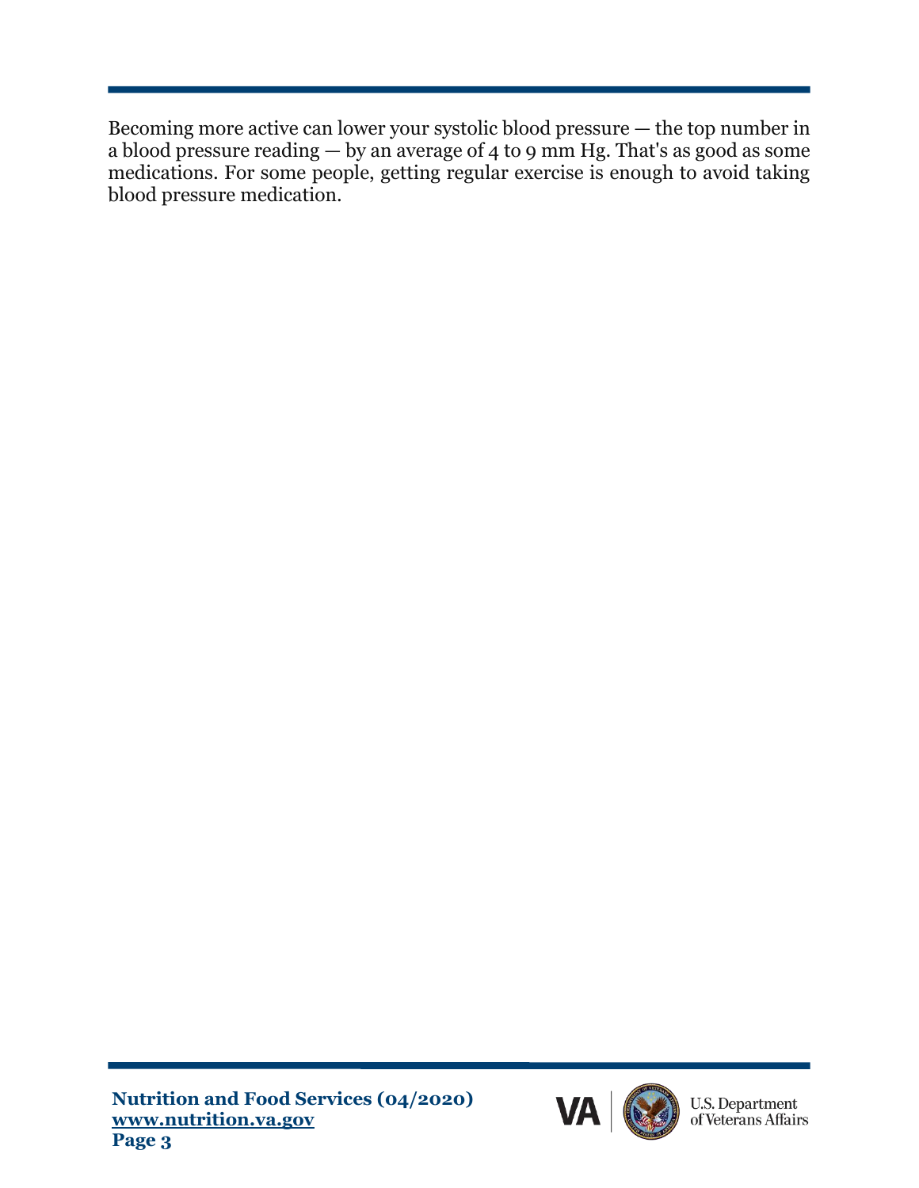Becoming more active can lower your systolic blood pressure — the top number in a blood pressure reading — by an average of 4 to 9 mm Hg. That's as good as some medications. For some people, getting regular exercise is enough to avoid taking blood pressure medication.